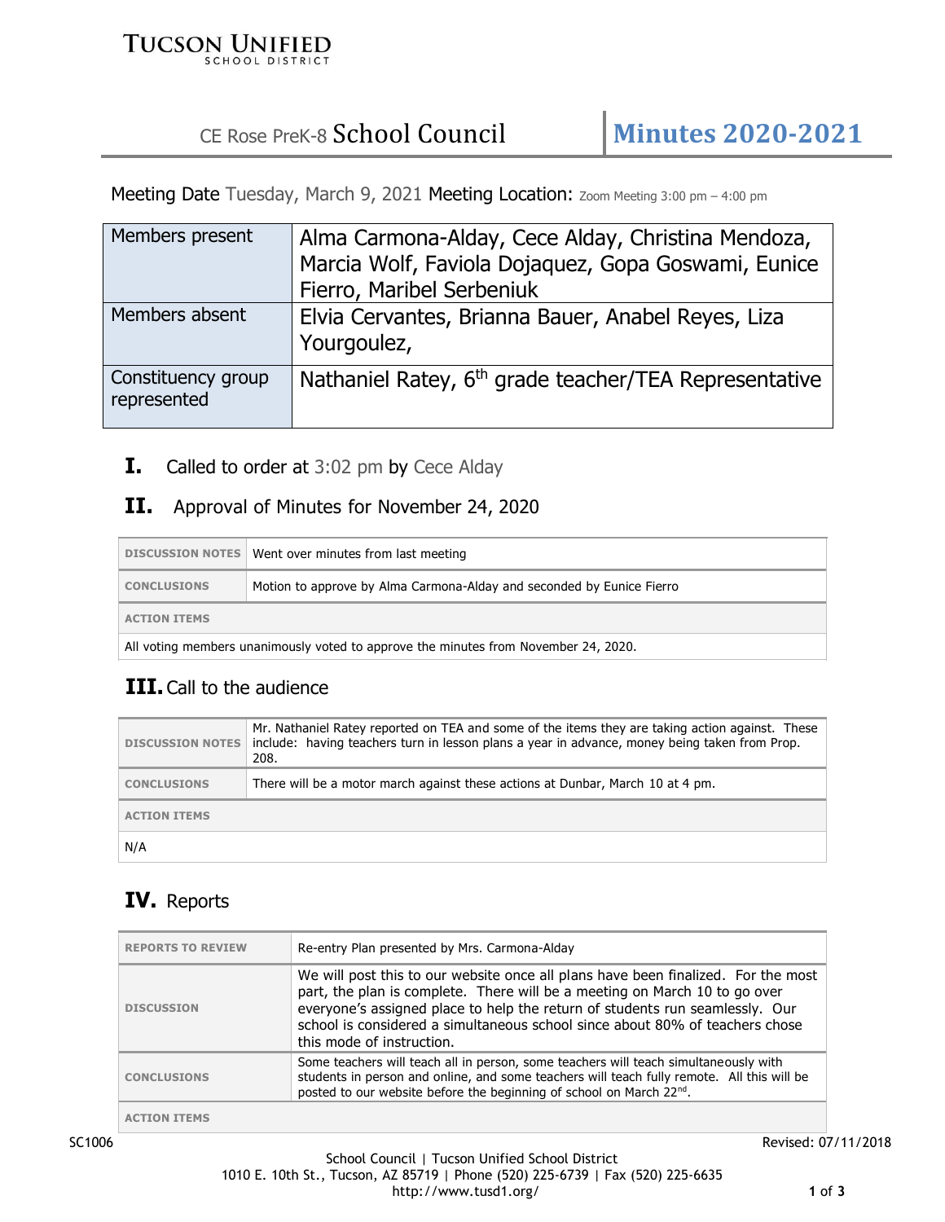TUCSON UNIFIED SCHOOL DISTRICT

# CE Rose PreK-8 School Council — Minutes 2020-2021

Meeting Date Tuesday, March 9, 2021 Meeting Location: Zoom Meeting 3:00 pm – 4:00 pm

| | |
|---|---|
| Members present | Alma Carmona-Alday, Cece Alday, Christina Mendoza, Marcia Wolf, Faviola Dojaquez, Gopa Goswami, Eunice Fierro, Maribel Serbeniuk |
| Members absent | Elvia Cervantes, Brianna Bauer, Anabel Reyes, Liza Yourgoulez, |
| Constituency group represented | Nathaniel Ratey, 6th grade teacher/TEA Representative |

## I. Called to order at 3:02 pm by Cece Alday

## II. Approval of Minutes for November 24, 2020

| | |
|---|---|
| DISCUSSION NOTES | Went over minutes from last meeting |
| CONCLUSIONS | Motion to approve by Alma Carmona-Alday and seconded by Eunice Fierro |
| ACTION ITEMS | |
| All voting members unanimously voted to approve the minutes from November 24, 2020. | |

## III. Call to the audience

| | |
|---|---|
| DISCUSSION NOTES | Mr. Nathaniel Ratey reported on TEA and some of the items they are taking action against. These include: having teachers turn in lesson plans a year in advance, money being taken from Prop. 208. |
| CONCLUSIONS | There will be a motor march against these actions at Dunbar, March 10 at 4 pm. |
| ACTION ITEMS | |
| N/A | |

## IV. Reports

| | |
|---|---|
| REPORTS TO REVIEW | Re-entry Plan presented by Mrs. Carmona-Alday |
| DISCUSSION | We will post this to our website once all plans have been finalized. For the most part, the plan is complete. There will be a meeting on March 10 to go over everyone's assigned place to help the return of students run seamlessly. Our school is considered a simultaneous school since about 80% of teachers chose this mode of instruction. |
| CONCLUSIONS | Some teachers will teach all in person, some teachers will teach simultaneously with students in person and online, and some teachers will teach fully remote. All this will be posted to our website before the beginning of school on March 22nd. |
| ACTION ITEMS | |

SC1006 Revised: 07/11/2018

School Council | Tucson Unified School District
1010 E. 10th St., Tucson, AZ 85719 | Phone (520) 225-6739 | Fax (520) 225-6635
http://www.tusd1.org/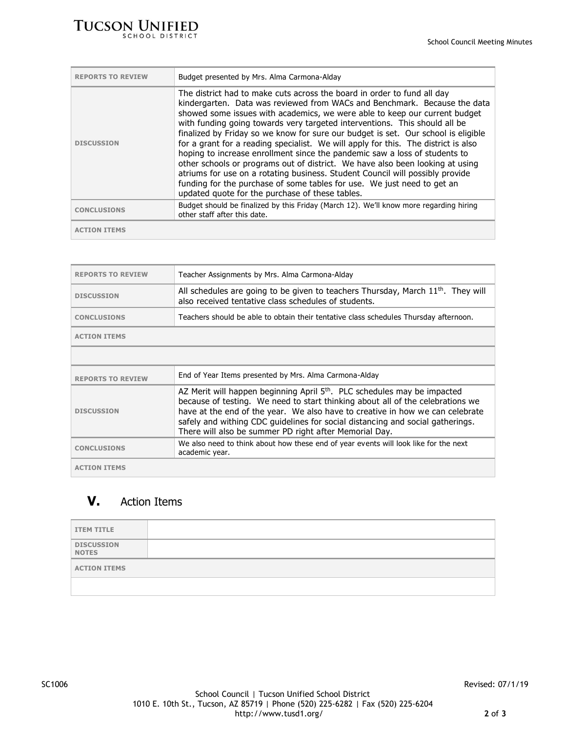| REPORTS TO REVIEW | Budget presented by Mrs. Alma Carmona-Alday |
| --- | --- |
| DISCUSSION | The district had to make cuts across the board in order to fund all day kindergarten. Data was reviewed from WACs and Benchmark. Because the data showed some issues with academics, we were able to keep our current budget with funding going towards very targeted interventions. This should all be finalized by Friday so we know for sure our budget is set. Our school is eligible for a grant for a reading specialist. We will apply for this. The district is also hoping to increase enrollment since the pandemic saw a loss of students to other schools or programs out of district. We have also been looking at using atriums for use on a rotating business. Student Council will possibly provide funding for the purchase of some tables for use. We just need to get an updated quote for the purchase of these tables. |
| CONCLUSIONS | Budget should be finalized by this Friday (March 12). We'll know more regarding hiring other staff after this date. |
| ACTION ITEMS | |

| REPORTS TO REVIEW | Teacher Assignments by Mrs. Alma Carmona-Alday |
| --- | --- |
| DISCUSSION | All schedules are going to be given to teachers Thursday, March 11th. They will also received tentative class schedules of students. |
| CONCLUSIONS | Teachers should be able to obtain their tentative class schedules Thursday afternoon. |
| ACTION ITEMS | |
| | |
| REPORTS TO REVIEW | End of Year Items presented by Mrs. Alma Carmona-Alday |
| DISCUSSION | AZ Merit will happen beginning April 5th. PLC schedules may be impacted because of testing. We need to start thinking about all of the celebrations we have at the end of the year. We also have to creative in how we can celebrate safely and withing CDC guidelines for social distancing and social gatherings. There will also be summer PD right after Memorial Day. |
| CONCLUSIONS | We also need to think about how these end of year events will look like for the next academic year. |
| ACTION ITEMS | |

## V. Action Items

| ITEM TITLE | |
| --- | --- |
| DISCUSSION NOTES | |
| ACTION ITEMS | |
| | |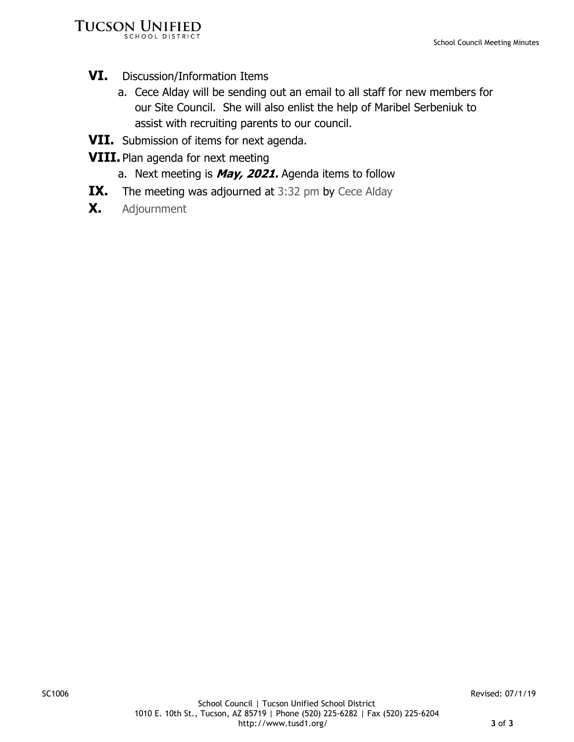**VI.** Discussion/Information Items

a. Cece Alday will be sending out an email to all staff for new members for our Site Council. She will also enlist the help of Maribel Serbeniuk to assist with recruiting parents to our council.

**VII.** Submission of items for next agenda.

**VIII.** Plan agenda for next meeting

a. Next meeting is ***May, 2021.*** Agenda items to follow

**IX.** The meeting was adjourned at 3:32 pm by Cece Alday

**X.** Adjournment